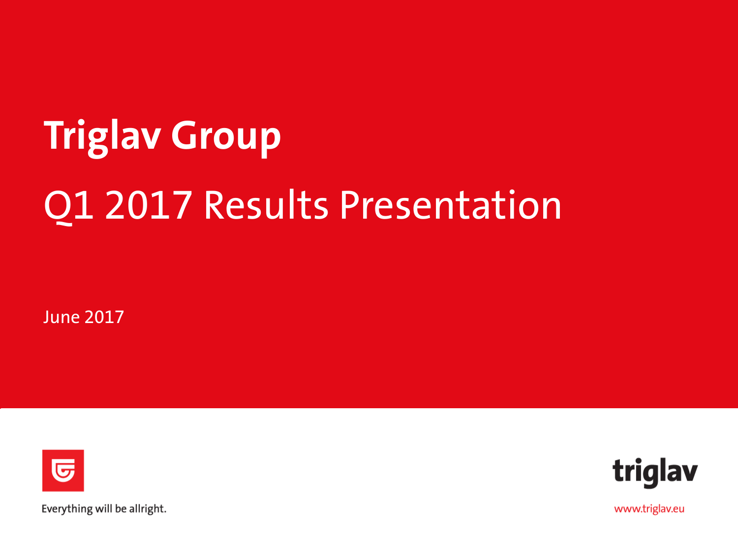# Triglav Group

## Q1 2017 Results Presentation

June 2017

Everything will be allright.

triglav

www.triglav.eu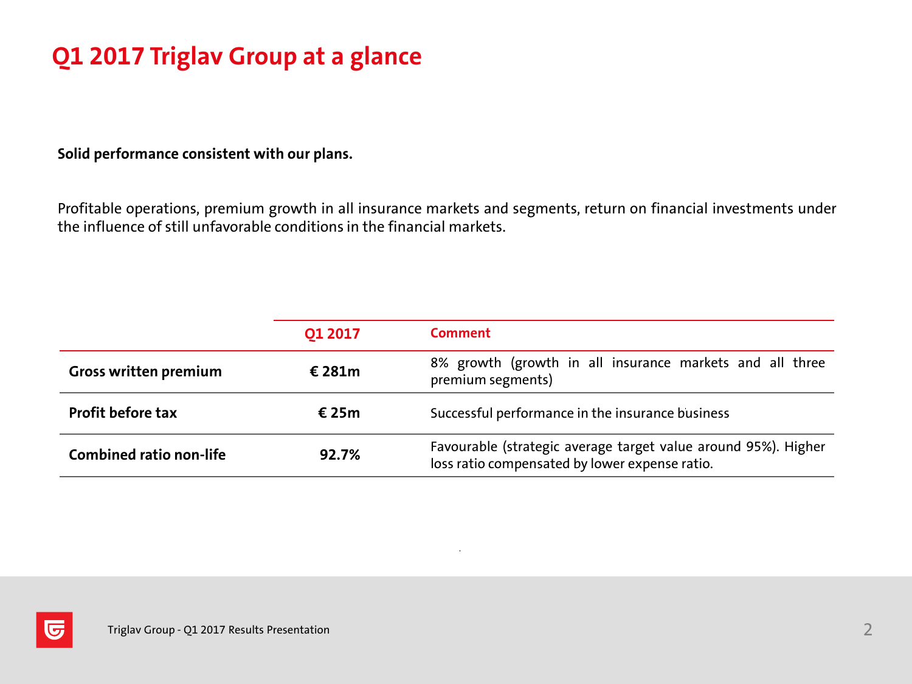# Q1 2017 Triglav Group at a glance

**Solid performance consistent with our plans.**

Profitable operations, premium growth in all insurance markets and segments, return on financial investments under the influence of still unfavorable conditions in the financial markets.

| | Q1 2017 | Comment |
|---|---|---|
| **Gross written premium** | **€ 281m** | 8% growth (growth in all insurance markets and all three premium segments) |
| **Profit before tax** | **€ 25m** | Successful performance in the insurance business |
| **Combined ratio non-life** | **92.7%** | Favourable (strategic average target value around 95%). Higher loss ratio compensated by lower expense ratio. |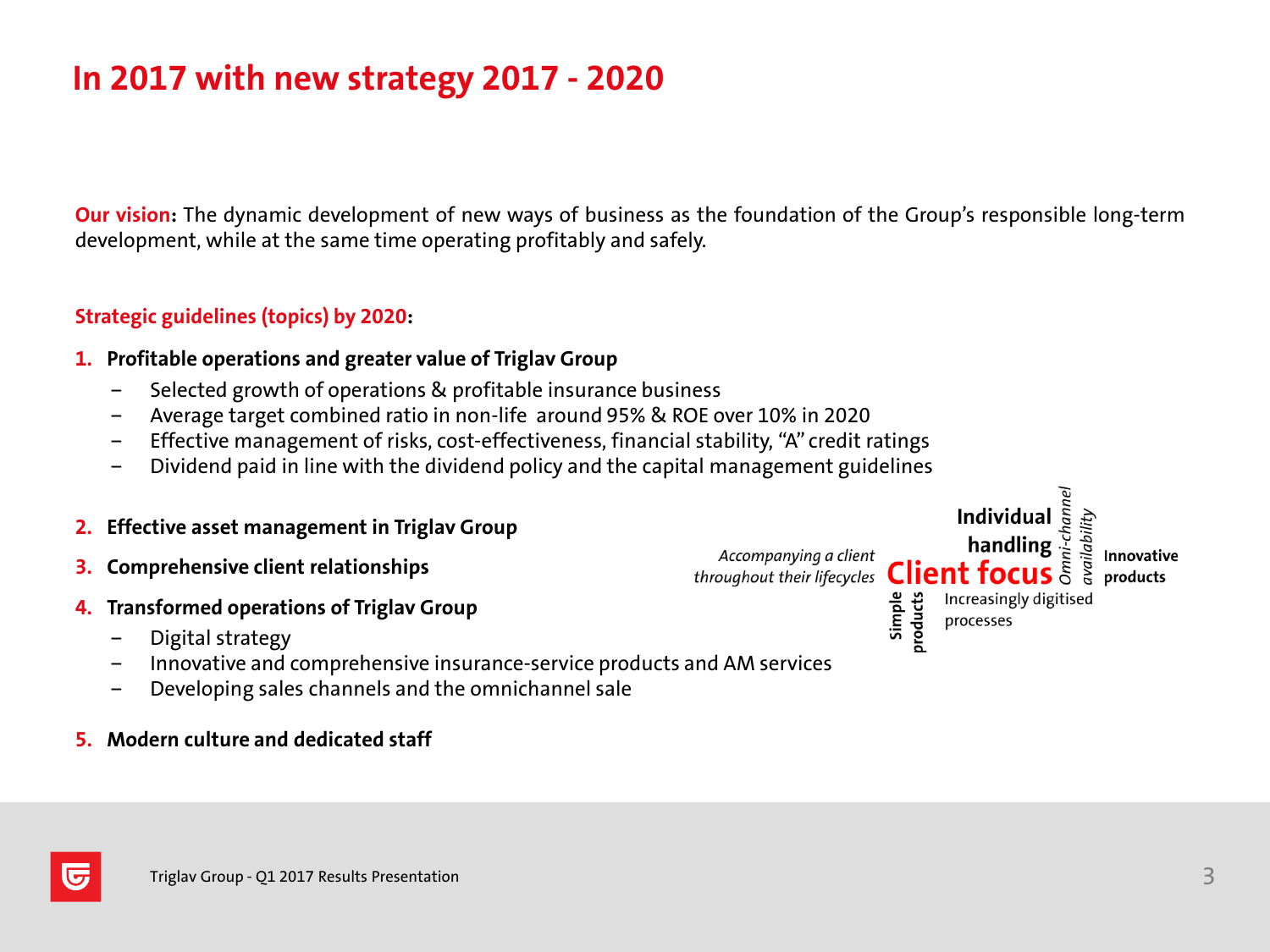# In 2017 with new strategy 2017 - 2020

**Our vision:** The dynamic development of new ways of business as the foundation of the Group's responsible long-term development, while at the same time operating profitably and safely.

**Strategic guidelines (topics) by 2020:**

1. **Profitable operations and greater value of Triglav Group**
   - Selected growth of operations & profitable insurance business
   - Average target combined ratio in non-life around 95% & ROE over 10% in 2020
   - Effective management of risks, cost-effectiveness, financial stability, "A" credit ratings
   - Dividend paid in line with the dividend policy and the capital management guidelines
2. **Effective asset management in Triglav Group**
3. **Comprehensive client relationships**
4. **Transformed operations of Triglav Group**
   - Digital strategy
   - Innovative and comprehensive insurance-service products and AM services
   - Developing sales channels and the omnichannel sale
5. **Modern culture and dedicated staff**

*Accompanying a client throughout their lifecycles*

**Individual handling**

**Client focus**

*Omni-channel availability*

**Innovative products**

**Simple products**

Increasingly digitised processes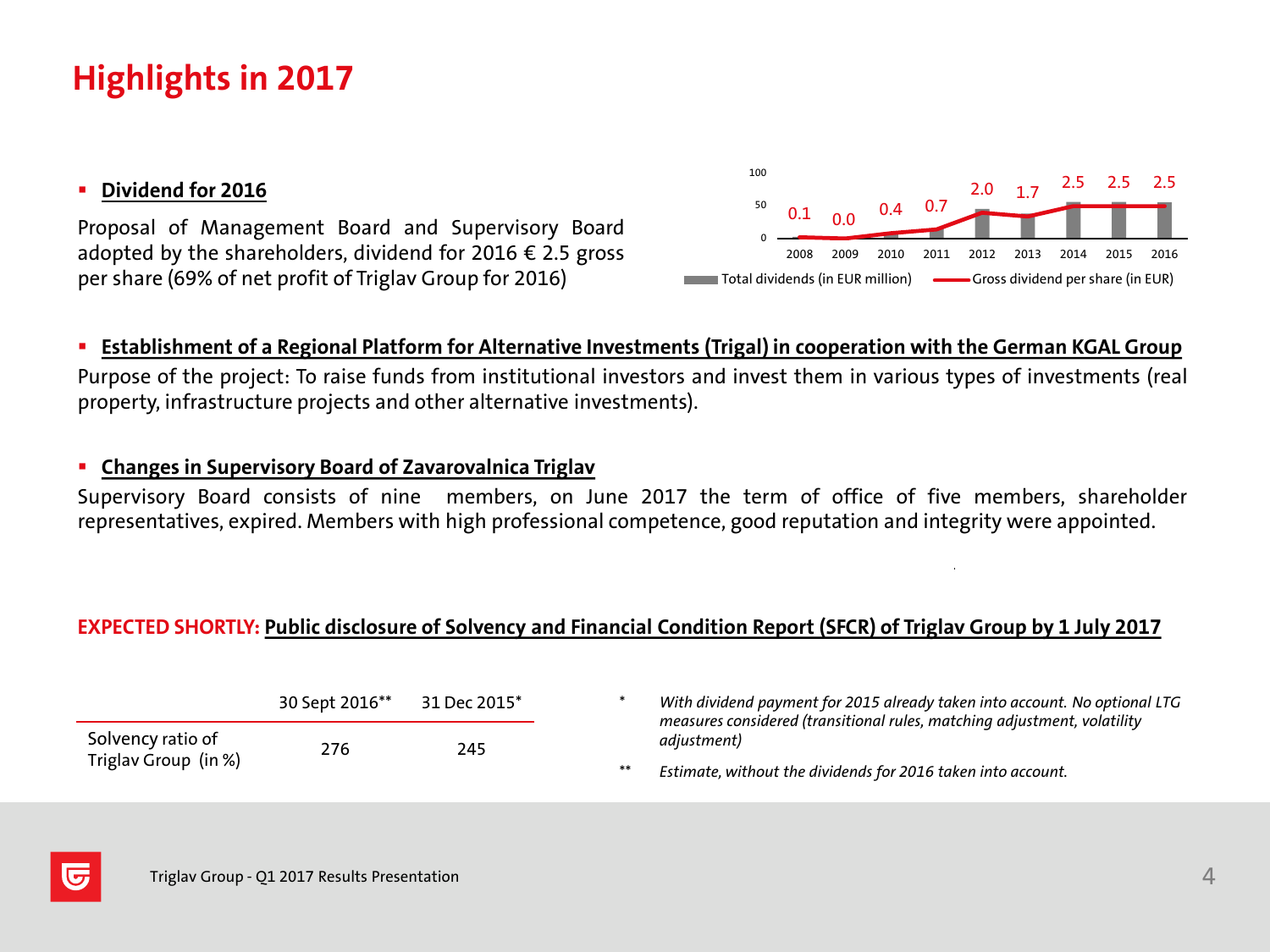# Highlights in 2017

- **Dividend for 2016**

Proposal of Management Board and Supervisory Board adopted by the shareholders, dividend for 2016 € 2.5 gross per share (69% of net profit of Triglav Group for 2016)

| | 2008 | 2009 | 2010 | 2011 | 2012 | 2013 | 2014 | 2015 | 2016 |
|---|---|---|---|---|---|---|---|---|---|
| Gross dividend per share (in EUR) | 0.1 | 0.0 | 0.4 | 0.7 | 2.0 | 1.7 | 2.5 | 2.5 | 2.5 |

Total dividends (in EUR million) — Gross dividend per share (in EUR)

- **Establishment of a Regional Platform for Alternative Investments (Trigal) in cooperation with the German KGAL Group**

Purpose of the project: To raise funds from institutional investors and invest them in various types of investments (real property, infrastructure projects and other alternative investments).

- **Changes in Supervisory Board of Zavarovalnica Triglav**

Supervisory Board consists of nine members, on June 2017 the term of office of five members, shareholder representatives, expired. Members with high professional competence, good reputation and integrity were appointed.

**EXPECTED SHORTLY: Public disclosure of Solvency and Financial Condition Report (SFCR) of Triglav Group by 1 July 2017**

| | 30 Sept 2016** | 31 Dec 2015* |
|---|---|---|
| Solvency ratio of Triglav Group (in %) | 276 | 245 |

\* *With dividend payment for 2015 already taken into account. No optional LTG measures considered (transitional rules, matching adjustment, volatility adjustment)*

\** *Estimate, without the dividends for 2016 taken into account.*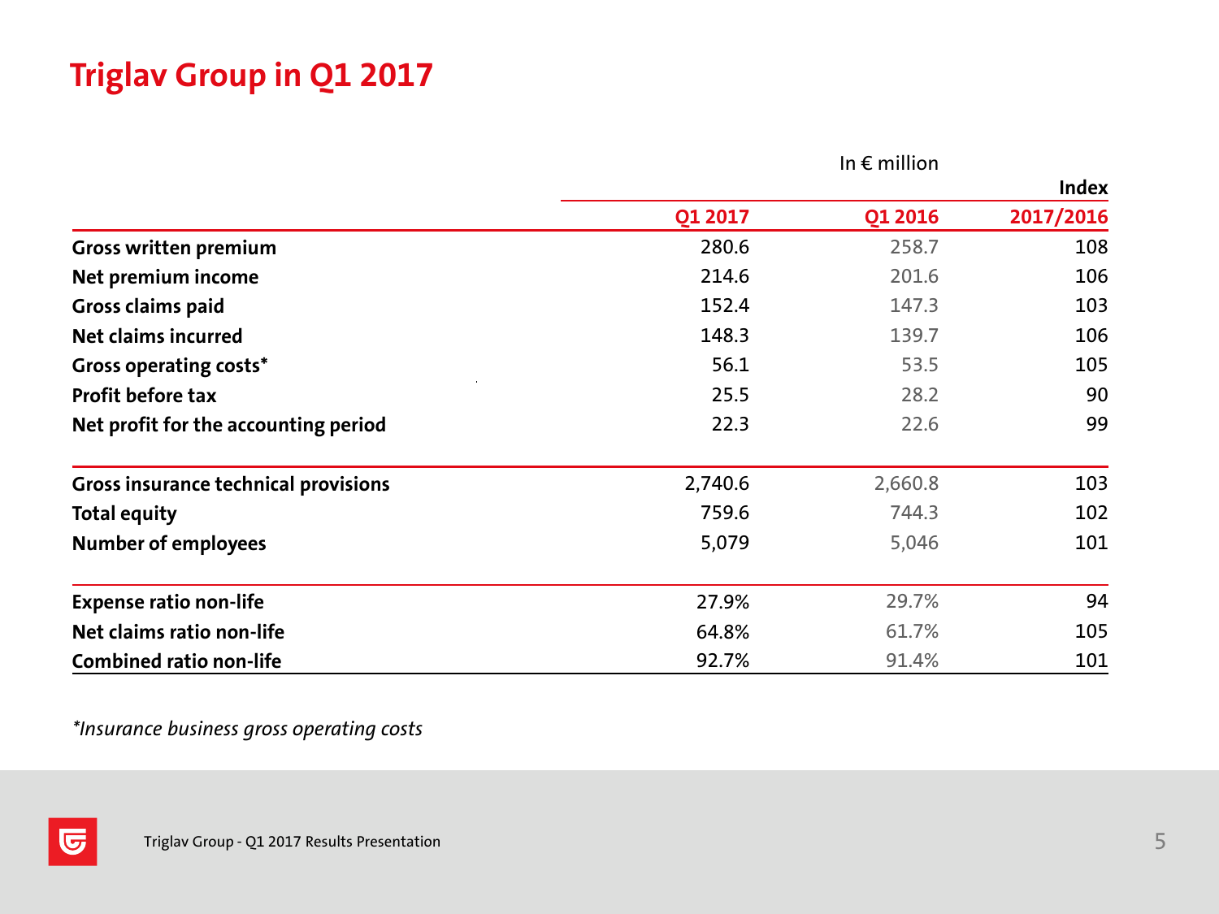# Triglav Group in Q1 2017

In € million

| | Q1 2017 | Q1 2016 | Index 2017/2016 |
|---|---|---|---|
| **Gross written premium** | 280.6 | 258.7 | 108 |
| **Net premium income** | 214.6 | 201.6 | 106 |
| **Gross claims paid** | 152.4 | 147.3 | 103 |
| **Net claims incurred** | 148.3 | 139.7 | 106 |
| **Gross operating costs*** | 56.1 | 53.5 | 105 |
| **Profit before tax** | 25.5 | 28.2 | 90 |
| **Net profit for the accounting period** | 22.3 | 22.6 | 99 |
| **Gross insurance technical provisions** | 2,740.6 | 2,660.8 | 103 |
| **Total equity** | 759.6 | 744.3 | 102 |
| **Number of employees** | 5,079 | 5,046 | 101 |
| **Expense ratio non-life** | 27.9% | 29.7% | 94 |
| **Net claims ratio non-life** | 64.8% | 61.7% | 105 |
| **Combined ratio non-life** | 92.7% | 91.4% | 101 |

*\*Insurance business gross operating costs*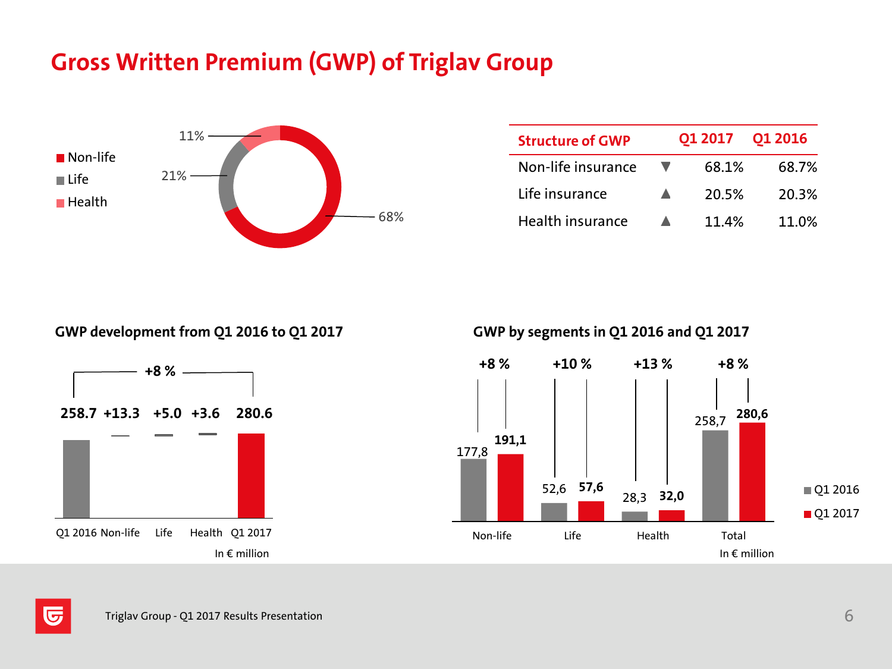# Gross Written Premium (GWP) of Triglav Group

- Non-life
- Life
- Health

11%
21%
68%

| Structure of GWP | | Q1 2017 | Q1 2016 |
|---|---|---|---|
| Non-life insurance | ▼ | 68.1% | 68.7% |
| Life insurance | ▲ | 20.5% | 20.3% |
| Health insurance | ▲ | 11.4% | 11.0% |

### GWP development from Q1 2016 to Q1 2017

+8 %

| Q1 2016 | Non-life | Life | Health | Q1 2017 |
|---|---|---|---|---|
| 258.7 | +13.3 | +5.0 | +3.6 | 280.6 |

In € million

### GWP by segments in Q1 2016 and Q1 2017

| | Non-life | Life | Health | Total |
|---|---|---|---|---|
| Q1 2016 | 177,8 | 52,6 | 28,3 | 258,7 |
| Q1 2017 | 191,1 | 57,6 | 32,0 | 280,6 |
| Change | +8 % | +10 % | +13 % | +8 % |

In € million

Triglav Group - Q1 2017 Results Presentation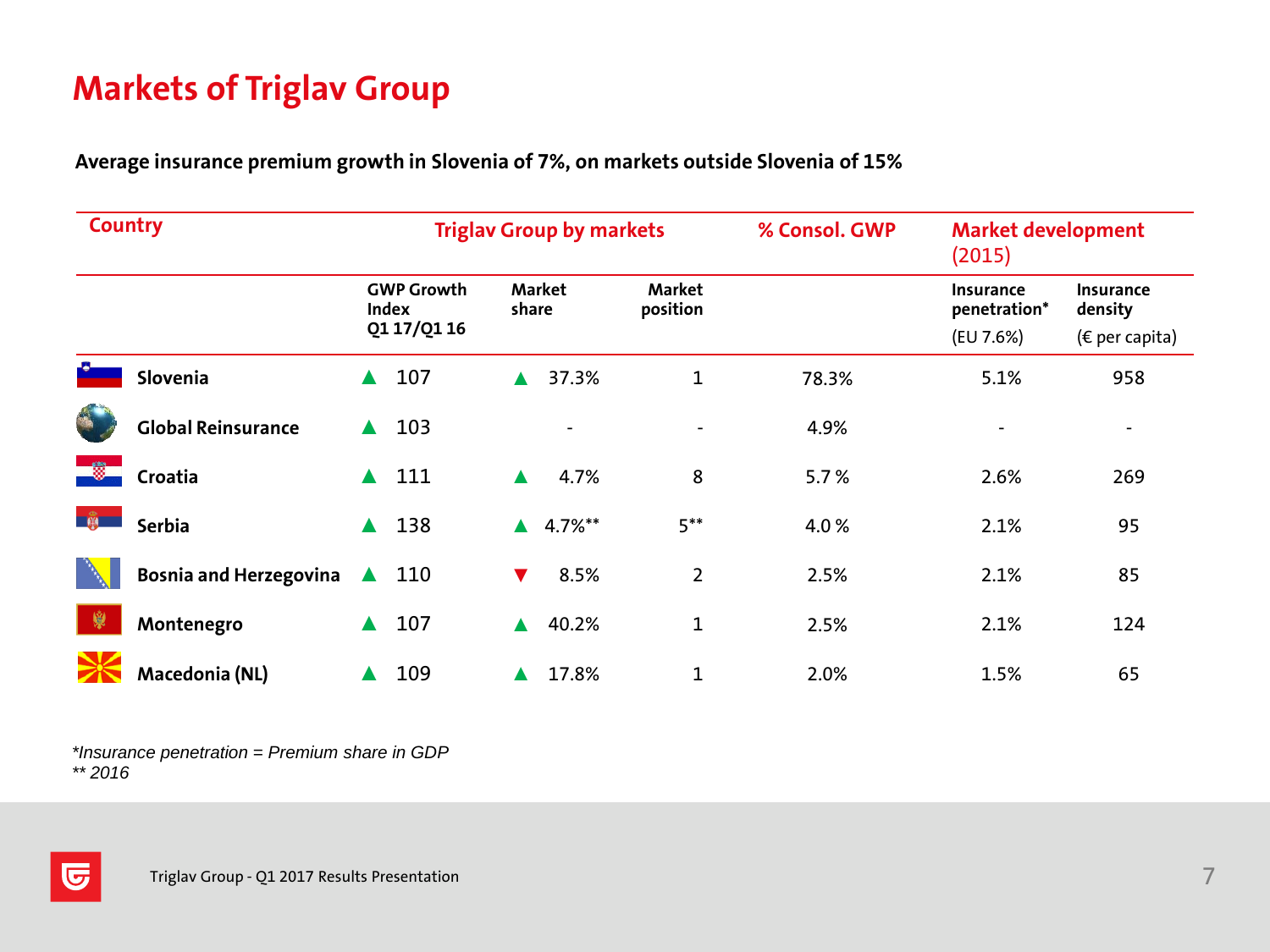# Markets of Triglav Group

**Average insurance premium growth in Slovenia of 7%, on markets outside Slovenia of 15%**

| Country | Triglav Group by markets | | | % Consol. GWP | Market development (2015) | |
|---|---|---|---|---|---|---|
| | GWP Growth Index Q1 17/Q1 16 | Market share | Market position | | Insurance penetration* (EU 7.6%) | Insurance density (€ per capita) |
| Slovenia | ▲ 107 | ▲ 37.3% | 1 | 78.3% | 5.1% | 958 |
| Global Reinsurance | ▲ 103 | - | - | 4.9% | - | - |
| Croatia | ▲ 111 | ▲ 4.7% | 8 | 5.7 % | 2.6% | 269 |
| Serbia | ▲ 138 | ▲ 4.7%** | 5** | 4.0 % | 2.1% | 95 |
| Bosnia and Herzegovina | ▲ 110 | ▼ 8.5% | 2 | 2.5% | 2.1% | 85 |
| Montenegro | ▲ 107 | ▲ 40.2% | 1 | 2.5% | 2.1% | 124 |
| Macedonia (NL) | ▲ 109 | ▲ 17.8% | 1 | 2.0% | 1.5% | 65 |

*\*Insurance penetration = Premium share in GDP*
*\*\* 2016*

Triglav Group - Q1 2017 Results Presentation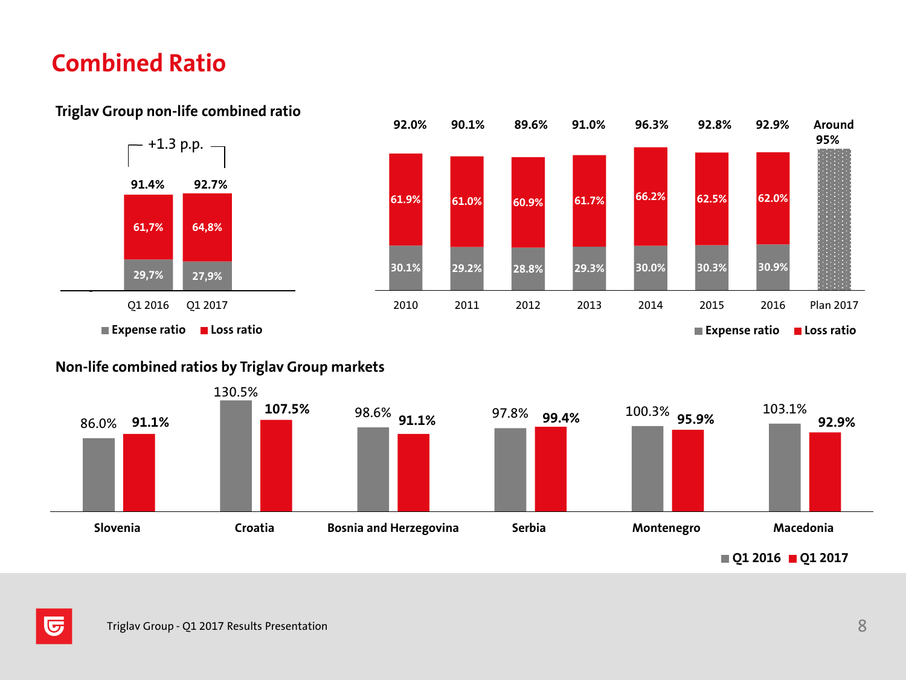# Combined Ratio

## Triglav Group non-life combined ratio

+1.3 p.p.

| | Q1 2016 | Q1 2017 |
|---|---|---|
| Combined ratio | 91.4% | 92.7% |
| Loss ratio | 61,7% | 64,8% |
| Expense ratio | 29,7% | 27,9% |

| | 2010 | 2011 | 2012 | 2013 | 2014 | 2015 | 2016 | Plan 2017 |
|---|---|---|---|---|---|---|---|---|
| Combined ratio | 92.0% | 90.1% | 89.6% | 91.0% | 96.3% | 92.8% | 92.9% | Around 95% |
| Loss ratio | 61.9% | 61.0% | 60.9% | 61.7% | 66.2% | 62.5% | 62.0% | |
| Expense ratio | 30.1% | 29.2% | 28.8% | 29.3% | 30.0% | 30.3% | 30.9% | |

## Non-life combined ratios by Triglav Group markets

| | Q1 2016 | Q1 2017 |
|---|---|---|
| Slovenia | 86.0% | 91.1% |
| Croatia | 130.5% | 107.5% |
| Bosnia and Herzegovina | 98.6% | 91.1% |
| Serbia | 97.8% | 99.4% |
| Montenegro | 100.3% | 95.9% |
| Macedonia | 103.1% | 92.9% |

Triglav Group - Q1 2017 Results Presentation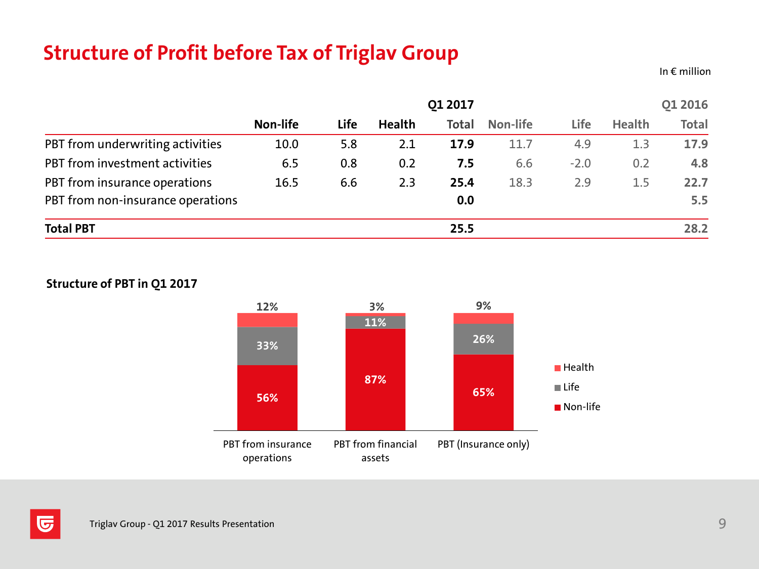# Structure of Profit before Tax of Triglav Group

In € million

| | Q1 2017 | | | | Q1 2016 | | | |
|---|---|---|---|---|---|---|---|---|
| | Non-life | Life | Health | Total | Non-life | Life | Health | Total |
| PBT from underwriting activities | 10.0 | 5.8 | 2.1 | **17.9** | 11.7 | 4.9 | 1.3 | **17.9** |
| PBT from investment activities | 6.5 | 0.8 | 0.2 | **7.5** | 6.6 | -2.0 | 0.2 | **4.8** |
| PBT from insurance operations | 16.5 | 6.6 | 2.3 | **25.4** | 18.3 | 2.9 | 1.5 | **22.7** |
| PBT from non-insurance operations | | | | **0.0** | | | | **5.5** |
| **Total PBT** | | | | **25.5** | | | | **28.2** |

**Structure of PBT in Q1 2017**

| | PBT from insurance operations | PBT from financial assets | PBT (Insurance only) |
|---|---|---|---|
| Health | 12% | 3% | 9% |
| Life | 33% | 11% | 26% |
| Non-life | 56% | 87% | 65% |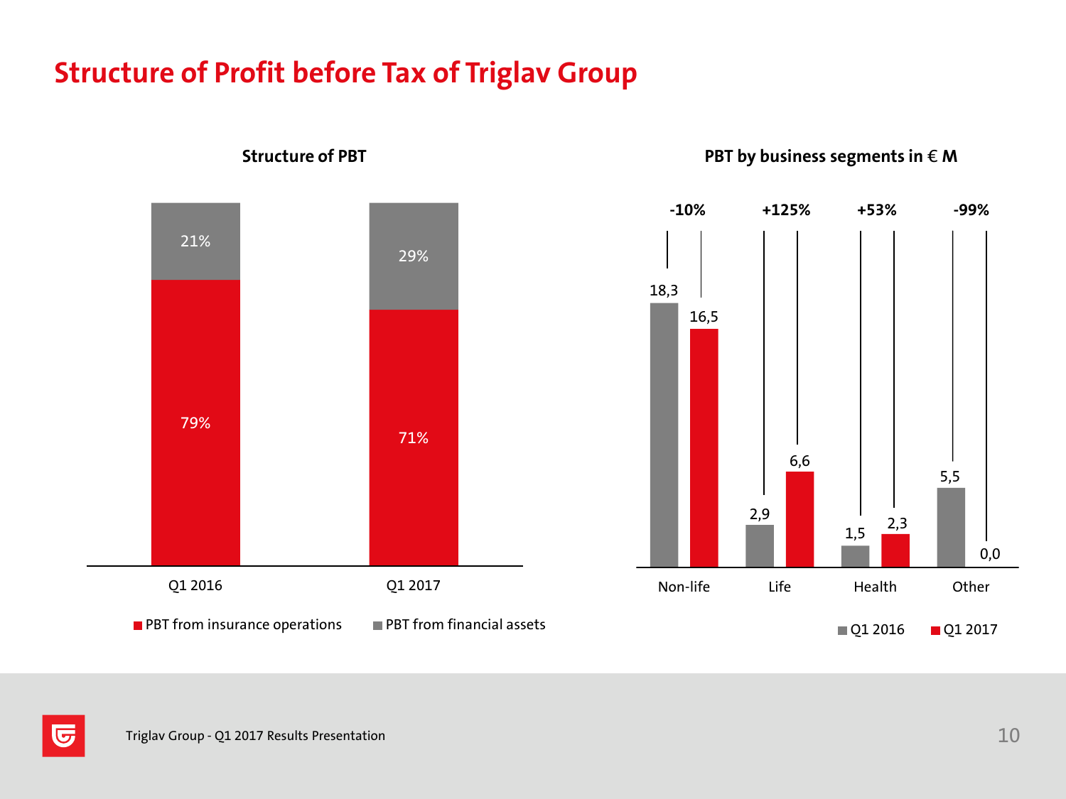# Structure of Profit before Tax of Triglav Group

## Structure of PBT

| | Q1 2016 | Q1 2017 |
|---|---|---|
| PBT from insurance operations | 79% | 71% |
| PBT from financial assets | 21% | 29% |

## PBT by business segments in € M

| | Q1 2016 | Q1 2017 | Change |
|---|---|---|---|
| Non-life | 18,3 | 16,5 | -10% |
| Life | 2,9 | 6,6 | +125% |
| Health | 1,5 | 2,3 | +53% |
| Other | 5,5 | 0,0 | -99% |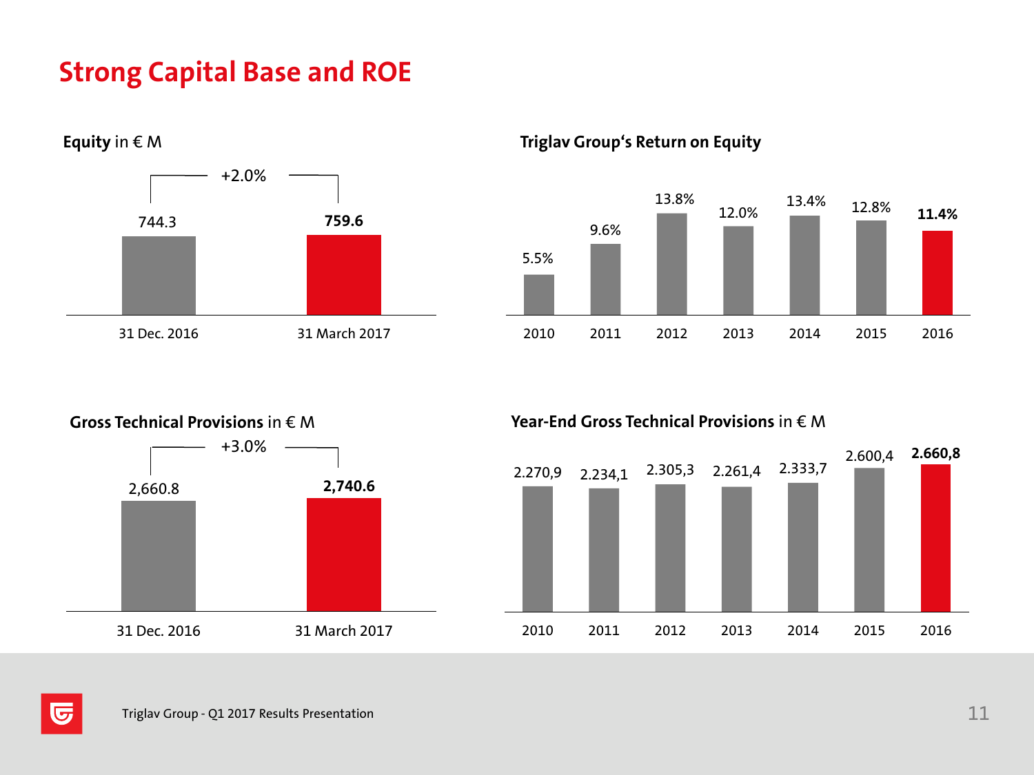# Strong Capital Base and ROE

**Equity** in € M

| 31 Dec. 2016 | 31 March 2017 |
|---|---|
| 744.3 | **759.6** |

+2.0%

**Triglav Group's Return on Equity**

| 2010 | 2011 | 2012 | 2013 | 2014 | 2015 | 2016 |
|---|---|---|---|---|---|---|
| 5.5% | 9.6% | 13.8% | 12.0% | 13.4% | 12.8% | **11.4%** |

**Gross Technical Provisions** in € M

| 31 Dec. 2016 | 31 March 2017 |
|---|---|
| 2,660.8 | **2,740.6** |

+3.0%

**Year-End Gross Technical Provisions** in € M

| 2010 | 2011 | 2012 | 2013 | 2014 | 2015 | 2016 |
|---|---|---|---|---|---|---|
| 2.270,9 | 2.234,1 | 2.305,3 | 2.261,4 | 2.333,7 | 2.600,4 | **2.660,8** |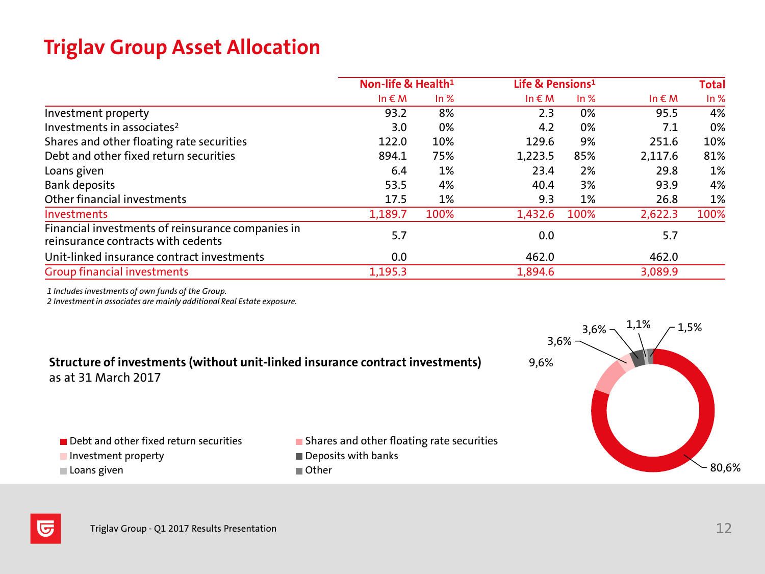# Triglav Group Asset Allocation

| | Non-life & Health[1] | | Life & Pensions[1] | | Total | |
|---|---|---|---|---|---|---|
| | In € M | In % | In € M | In % | In € M | In % |
| Investment property | 93.2 | 8% | 2.3 | 0% | 95.5 | 4% |
| Investments in associates[2] | 3.0 | 0% | 4.2 | 0% | 7.1 | 0% |
| Shares and other floating rate securities | 122.0 | 10% | 129.6 | 9% | 251.6 | 10% |
| Debt and other fixed return securities | 894.1 | 75% | 1,223.5 | 85% | 2,117.6 | 81% |
| Loans given | 6.4 | 1% | 23.4 | 2% | 29.8 | 1% |
| Bank deposits | 53.5 | 4% | 40.4 | 3% | 93.9 | 4% |
| Other financial investments | 17.5 | 1% | 9.3 | 1% | 26.8 | 1% |
| Investments | 1,189.7 | 100% | 1,432.6 | 100% | 2,622.3 | 100% |
| Financial investments of reinsurance companies in reinsurance contracts with cedents | 5.7 | | 0.0 | | 5.7 | |
| Unit-linked insurance contract investments | 0.0 | | 462.0 | | 462.0 | |
| Group financial investments | 1,195.3 | | 1,894.6 | | 3,089.9 | |

*1 Includes investments of own funds of the Group.*
*2 Investment in associates are mainly additional Real Estate exposure.*

**Structure of investments (without unit-linked insurance contract investments)**
as at 31 March 2017

| Category | Share |
|---|---|
| Debt and other fixed return securities | 80,6% |
| Shares and other floating rate securities | 9,6% |
| Investment property | 3,6% |
| Deposits with banks | 3,6% |
| Loans given | 1,1% |
| Other | 1,5% |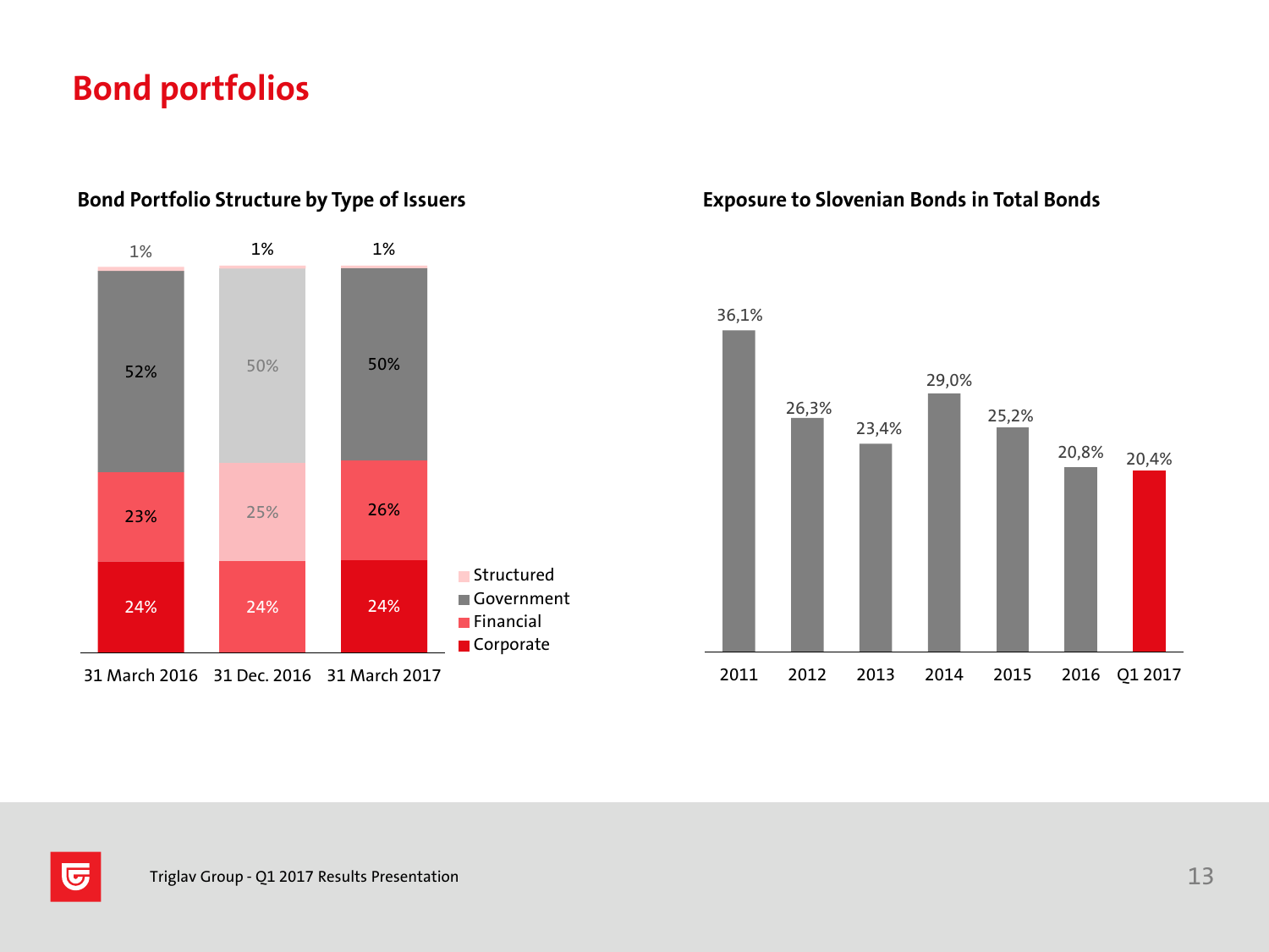# Bond portfolios

## Bond Portfolio Structure by Type of Issuers

| | 31 March 2016 | 31 Dec. 2016 | 31 March 2017 |
|---|---|---|---|
| Structured | 1% | 1% | 1% |
| Government | 52% | 50% | 50% |
| Financial | 23% | 25% | 26% |
| Corporate | 24% | 24% | 24% |

## Exposure to Slovenian Bonds in Total Bonds

| 2011 | 2012 | 2013 | 2014 | 2015 | 2016 | Q1 2017 |
|---|---|---|---|---|---|---|
| 36,1% | 26,3% | 23,4% | 29,0% | 25,2% | 20,8% | 20,4% |

Triglav Group - Q1 2017 Results Presentation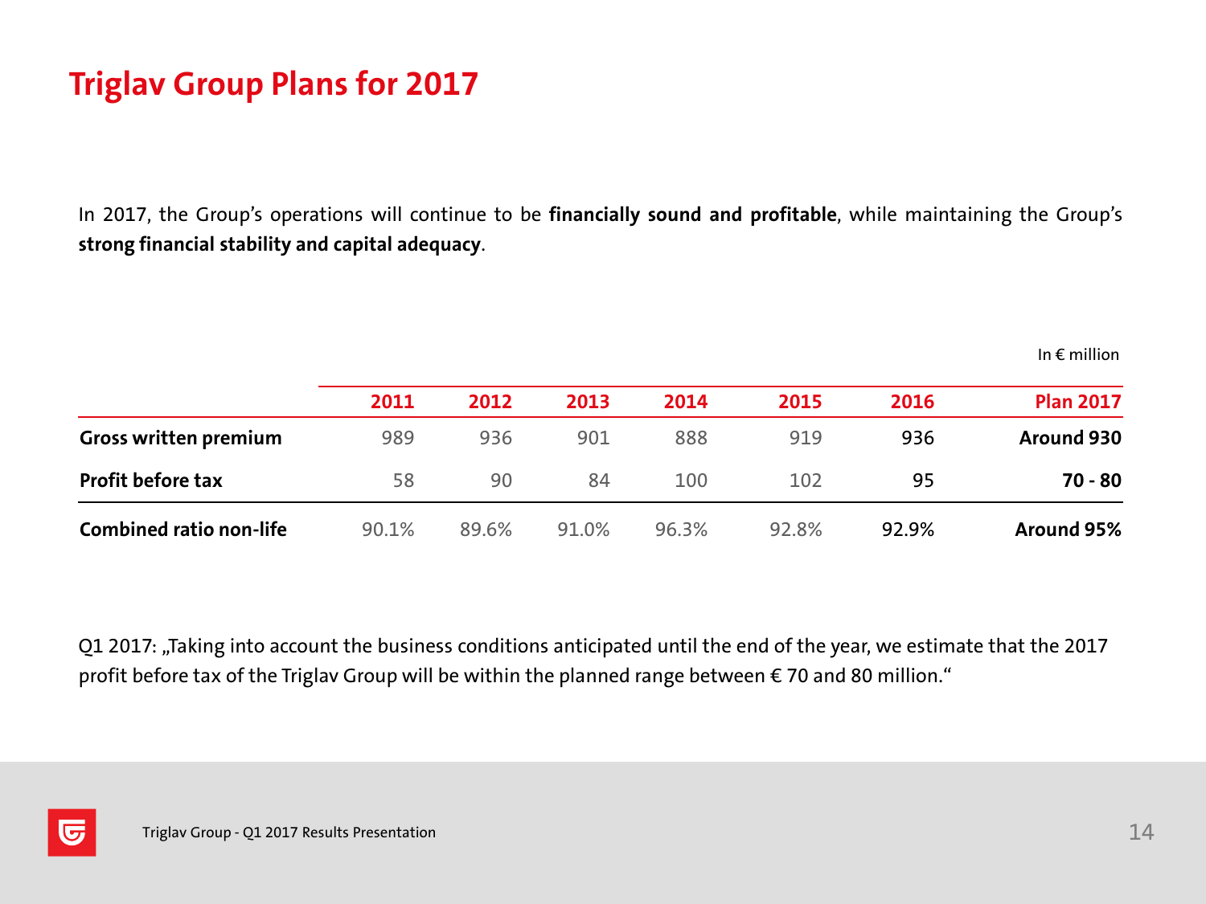# Triglav Group Plans for 2017

In 2017, the Group's operations will continue to be **financially sound and profitable**, while maintaining the Group's **strong financial stability and capital adequacy**.

In € million

| | 2011 | 2012 | 2013 | 2014 | 2015 | 2016 | Plan 2017 |
|---|---|---|---|---|---|---|---|
| **Gross written premium** | 989 | 936 | 901 | 888 | 919 | 936 | **Around 930** |
| **Profit before tax** | 58 | 90 | 84 | 100 | 102 | 95 | **70 - 80** |
| **Combined ratio non-life** | 90.1% | 89.6% | 91.0% | 96.3% | 92.8% | 92.9% | **Around 95%** |

Q1 2017: „Taking into account the business conditions anticipated until the end of the year, we estimate that the 2017 profit before tax of the Triglav Group will be within the planned range between € 70 and 80 million."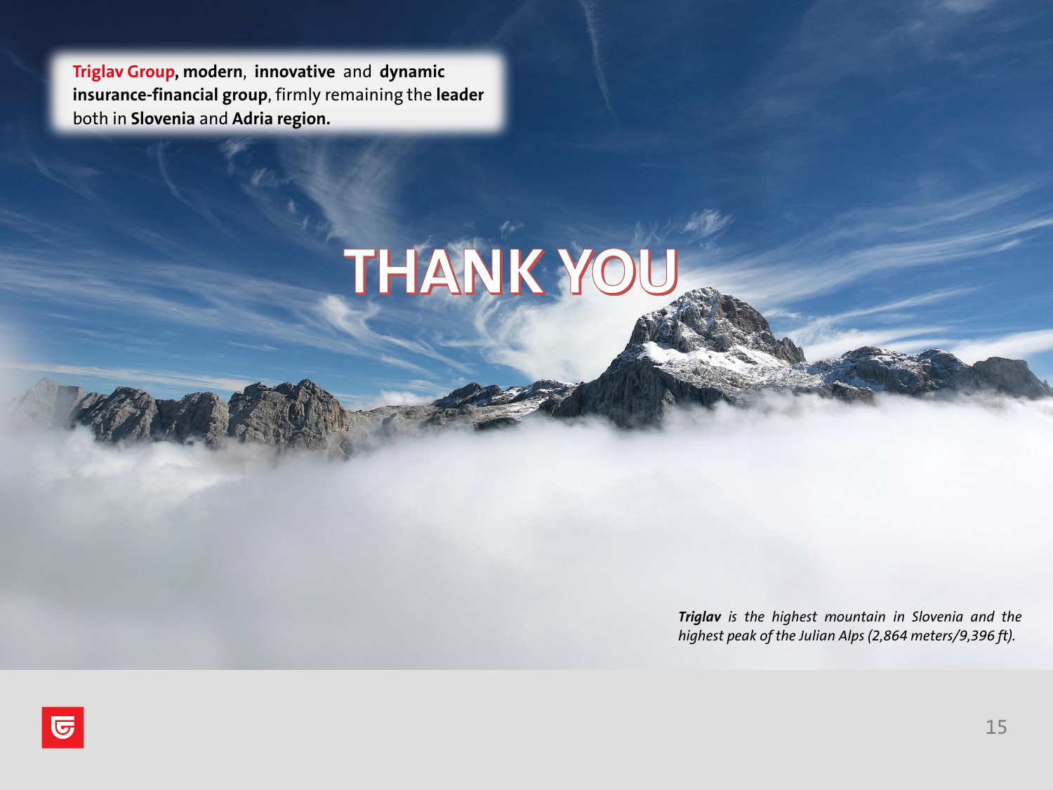**Triglav Group, modern, innovative and dynamic insurance-financial group**, firmly remaining the **leader** both in **Slovenia** and **Adria region.**

# THANK YOU

***Triglav*** *is the highest mountain in Slovenia and the highest peak of the Julian Alps (2,864 meters/9,396 ft).*